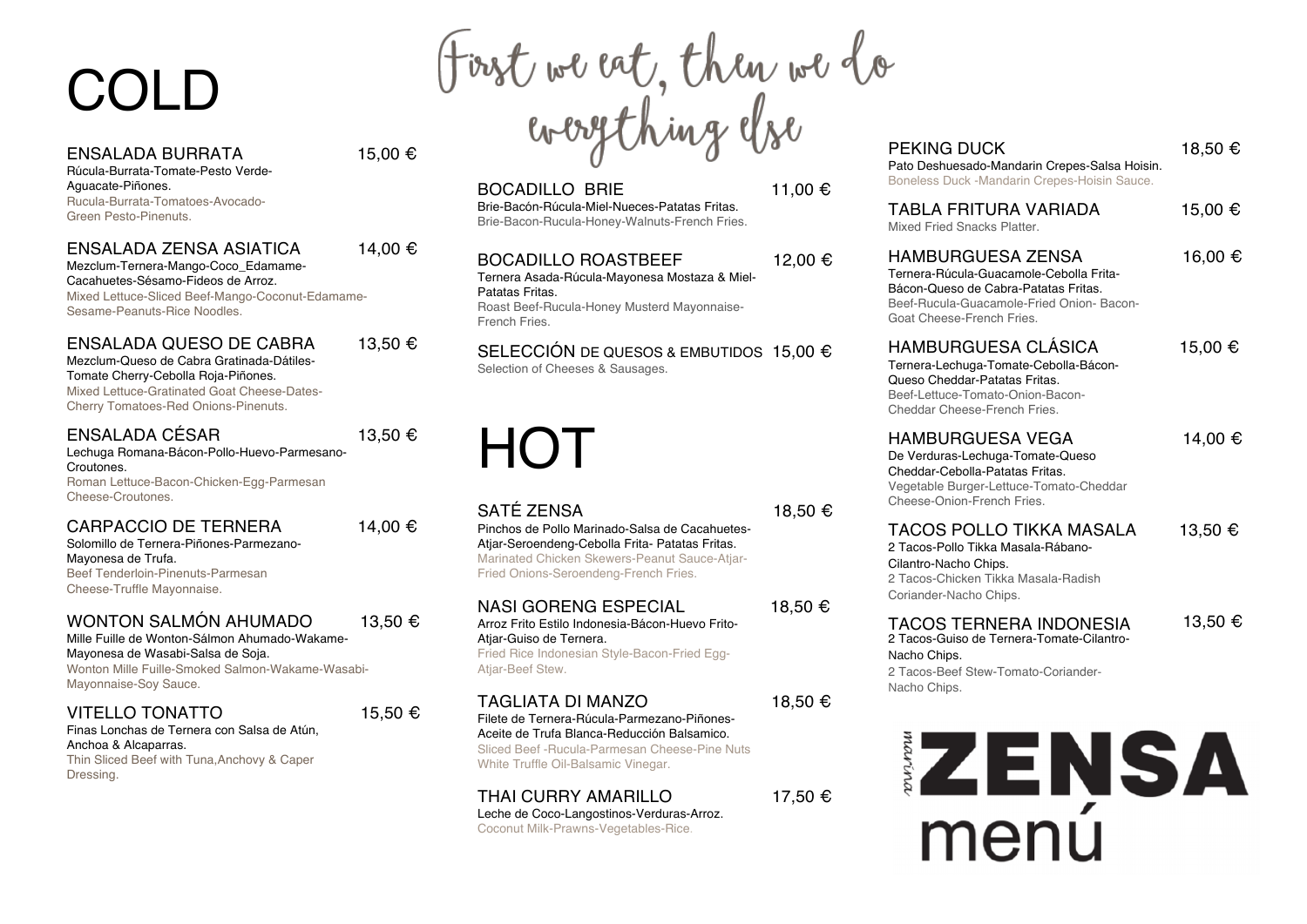# COLD

### ENSALADA BURRATA — 15,00 €
Rúcula-Burrata-Tomate-Pesto Verde-Aguacate-Piñones.
Rucula-Burrata-Tomatoes-Avocado-Green Pesto-Pinenuts.

### ENSALADA ZENSA ASIATICA — 14,00 €
Mezclum-Ternera-Mango-Coco_Edamame-Cacahuetes-Sésamo-Fideos de Arroz.
Mixed Lettuce-Sliced Beef-Mango-Coconut-Edamame-Sesame-Peanuts-Rice Noodles.

### ENSALADA QUESO DE CABRA — 13,50 €
Mezclum-Queso de Cabra Gratinada-Dátiles-Tomate Cherry-Cebolla Roja-Piñones.
Mixed Lettuce-Gratinated Goat Cheese-Dates-Cherry Tomatoes-Red Onions-Pinenuts.

### ENSALADA CÉSAR — 13,50 €
Lechuga Romana-Bácon-Pollo-Huevo-Parmesano-Croutones.
Roman Lettuce-Bacon-Chicken-Egg-Parmesan Cheese-Croutones.

### CARPACCIO DE TERNERA — 14,00 €
Solomillo de Ternera-Piñones-Parmezano-Mayonesa de Trufa.
Beef Tenderloin-Pinenuts-Parmesan Cheese-Truffle Mayonnaise.

### WONTON SALMÓN AHUMADO — 13,50 €
Mille Fuille de Wonton-Sálmon Ahumado-Wakame-Mayonesa de Wasabi-Salsa de Soja.
Wonton Mille Fuille-Smoked Salmon-Wakame-Wasabi-Mayonnaise-Soy Sauce.

### VITELLO TONATTO — 15,50 €
Finas Lonchas de Ternera con Salsa de Atún, Anchoa & Alcaparras.
Thin Sliced Beef with Tuna,Anchovy & Caper Dressing.

*First we eat, then we do everything else*

### BOCADILLO BRIE — 11,00 €
Brie-Bacón-Rúcula-Miel-Nueces-Patatas Fritas.
Brie-Bacon-Rucula-Honey-Walnuts-French Fries.

### BOCADILLO ROASTBEEF — 12,00 €
Ternera Asada-Rúcula-Mayonesa Mostaza & Miel-Patatas Fritas.
Roast Beef-Rucula-Honey Musterd Mayonnaise-French Fries.

### SELECCIÓN DE QUESOS & EMBUTIDOS — 15,00 €
Selection of Cheeses & Sausages.

# HOT

### SATÉ ZENSA — 18,50 €
Pinchos de Pollo Marinado-Salsa de Cacahuetes-Atjar-Seroendeng-Cebolla Frita- Patatas Fritas.
Marinated Chicken Skewers-Peanut Sauce-Atjar-Fried Onions-Seroendeng-French Fries.

### NASI GORENG ESPECIAL — 18,50 €
Arroz Frito Estilo Indonesia-Bácon-Huevo Frito-Atjar-Guiso de Ternera.
Fried Rice Indonesian Style-Bacon-Fried Egg-Atjar-Beef Stew.

### TAGLIATA DI MANZO — 18,50 €
Filete de Ternera-Rúcula-Parmezano-Piñones-Aceite de Trufa Blanca-Reducción Balsamico.
Sliced Beef -Rucula-Parmesan Cheese-Pine Nuts White Truffle Oil-Balsamic Vinegar.

### THAI CURRY AMARILLO — 17,50 €
Leche de Coco-Langostinos-Verduras-Arroz.
Coconut Milk-Prawns-Vegetables-Rice.

### PEKING DUCK — 18,50 €
Pato Deshuesado-Mandarin Crepes-Salsa Hoisin.
Boneless Duck -Mandarin Crepes-Hoisin Sauce.

### TABLA FRITURA VARIADA — 15,00 €
Mixed Fried Snacks Platter.

### HAMBURGUESA ZENSA — 16,00 €
Ternera-Rúcula-Guacamole-Cebolla Frita-Bácon-Queso de Cabra-Patatas Fritas.
Beef-Rucula-Guacamole-Fried Onion- Bacon-Goat Cheese-French Fries.

### HAMBURGUESA CLÁSICA — 15,00 €
Ternera-Lechuga-Tomate-Cebolla-Bácon-Queso Cheddar-Patatas Fritas.
Beef-Lettuce-Tomato-Onion-Bacon-Cheddar Cheese-French Fries.

### HAMBURGUESA VEGA — 14,00 €
De Verduras-Lechuga-Tomate-Queso Cheddar-Cebolla-Patatas Fritas.
Vegetable Burger-Lettuce-Tomato-Cheddar Cheese-Onion-French Fries.

### TACOS POLLO TIKKA MASALA — 13,50 €
2 Tacos-Pollo Tikka Masala-Rábano-Cilantro-Nacho Chips.
2 Tacos-Chicken Tikka Masala-Radish Coriander-Nacho Chips.

### TACOS TERNERA INDONESIA — 13,50 €
2 Tacos-Guiso de Ternera-Tomate-Cilantro-Nacho Chips.
2 Tacos-Beef Stew-Tomato-Coriander-Nacho Chips.

marina **ZENSA** menú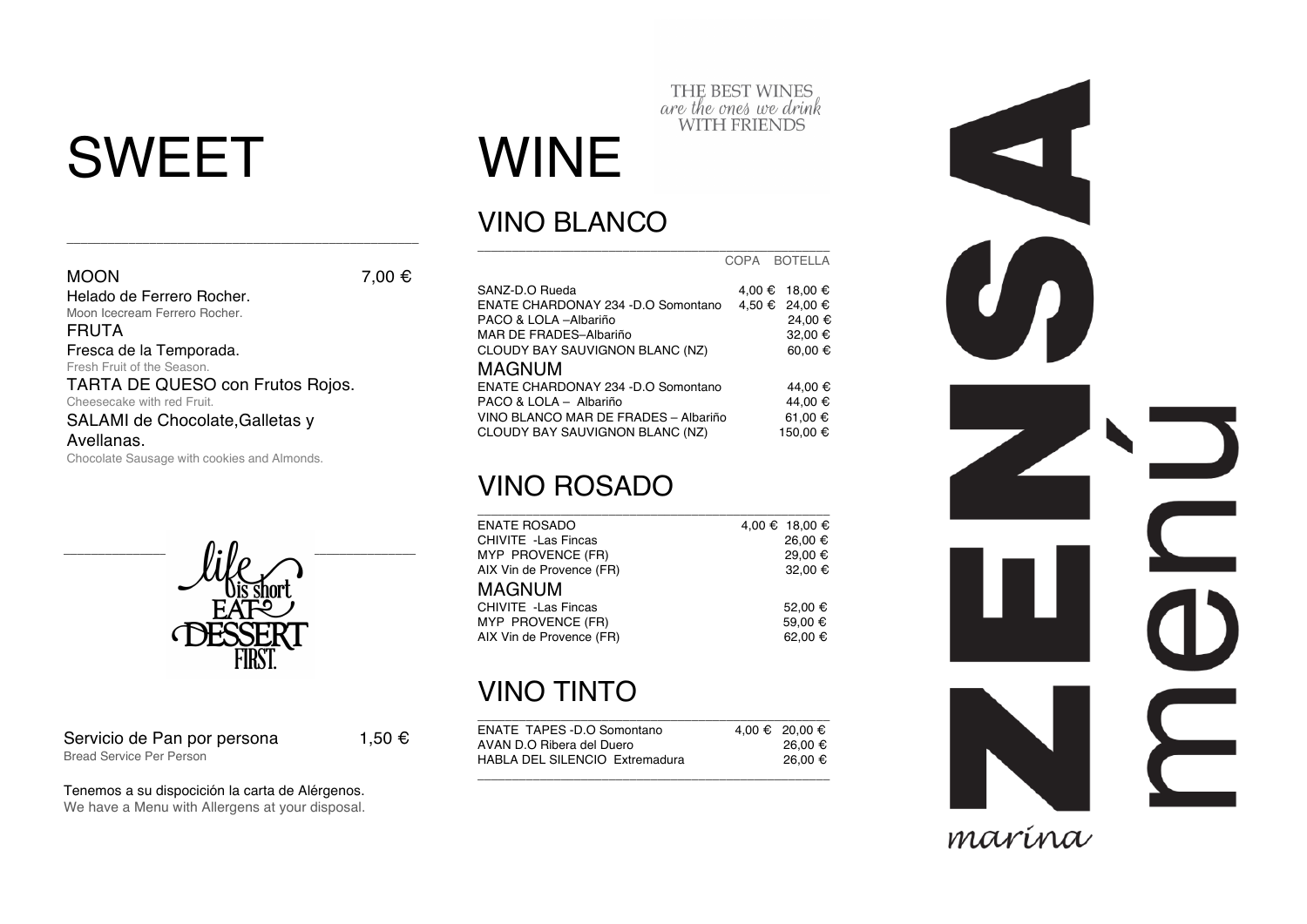# SWEET

MOON 7,00 €

Helado de Ferrero Rocher.

Moon Icecream Ferrero Rocher.

FRUTA

Fresca de la Temporada.

Fresh Fruit of the Season.

TARTA DE QUESO con Frutos Rojos.

Cheesecake with red Fruit.

SALAMI de Chocolate,Galletas y Avellanas.

Chocolate Sausage with cookies and Almonds.

life is short EAT DESSERT FIRST.

Servicio de Pan por persona 1,50 €

Bread Service Per Person

Tenemos a su dispocición la carta de Alérgenos.

We have a Menu with Allergens at your disposal.

# WINE

THE BEST WINES
*are the ones we drink*
WITH FRIENDS

## VINO BLANCO

| | COPA | BOTELLA |
|---|---|---|
| SANZ-D.O Rueda | 4,00 € | 18,00 € |
| ENATE CHARDONAY 234 -D.O Somontano | 4,50 € | 24,00 € |
| PACO & LOLA –Albariño | | 24,00 € |
| MAR DE FRADES–Albariño | | 32,00 € |
| CLOUDY BAY SAUVIGNON BLANC (NZ) | | 60,00 € |
| **MAGNUM** | | |
| ENATE CHARDONAY 234 -D.O Somontano | | 44,00 € |
| PACO & LOLA – Albariño | | 44,00 € |
| VINO BLANCO MAR DE FRADES – Albariño | | 61,00 € |
| CLOUDY BAY SAUVIGNON BLANC (NZ) | | 150,00 € |

## VINO ROSADO

| | | |
|---|---|---|
| ENATE ROSADO | 4,00 € | 18,00 € |
| CHIVITE -Las Fincas | | 26,00 € |
| MYP PROVENCE (FR) | | 29,00 € |
| AIX Vin de Provence (FR) | | 32,00 € |
| **MAGNUM** | | |
| CHIVITE -Las Fincas | | 52,00 € |
| MYP PROVENCE (FR) | | 59,00 € |
| AIX Vin de Provence (FR) | | 62,00 € |

## VINO TINTO

| | | |
|---|---|---|
| ENATE TAPES -D.O Somontano | 4,00 € | 20,00 € |
| AVAN D.O Ribera del Duero | | 26,00 € |
| HABLA DEL SILENCIO Extremadura | | 26,00 € |

ZENSA menú

*marina*